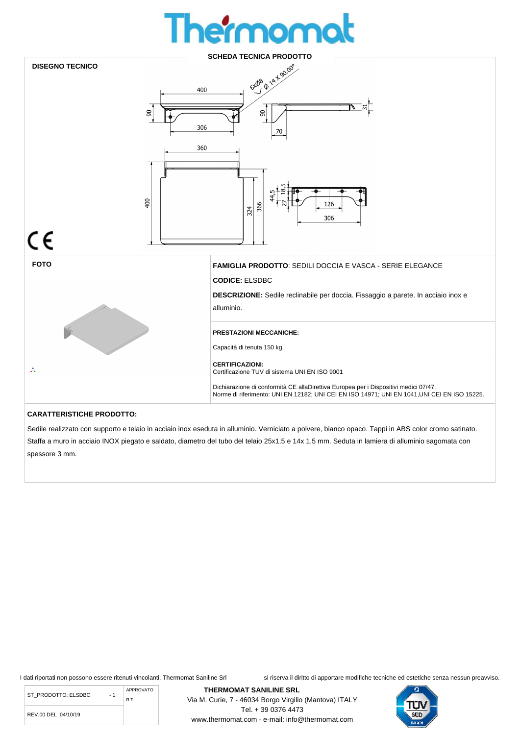# Thermomat

## SCHEDA TECNICA PRODOTTO

### DISEGNO TECNICO

### FOTO

**FAMIGLIA PRODOTTO**: SEDILI DOCCIA E VASCA - SERIE ELEGANCE

**CODICE:** ELSDBC

**DESCRIZIONE:** Sedile reclinabile per doccia. Fissaggio a parete. In acciaio inox e alluminio.

**PRESTAZIONI MECCANICHE:**

Capacità di tenuta 150 kg.

**CERTIFICAZIONI:**
Certificazione TUV di sistema UNI EN ISO 9001

Dichiarazione di conformità CE allaDirettiva Europea per i Dispositivi medici 07/47.
Norme di riferimento: UNI EN 12182; UNI CEI EN ISO 14971; UNI EN 1041,UNI CEI EN ISO 15225.

### CARATTERISTICHE PRODOTTO:

Sedile realizzato con supporto e telaio in acciaio inox eseduta in alluminio. Verniciato a polvere, bianco opaco. Tappi in ABS color cromo satinato. Staffa a muro in acciaio INOX piegato e saldato, diametro del tubo del telaio 25x1,5 e 14x 1,5 mm. Seduta in lamiera di alluminio sagomata con spessore 3 mm.

I dati riportati non possono essere ritenuti vincolanti. Thermomat Saniline Srl si riserva il diritto di apportare modifiche tecniche ed estetiche senza nessun preavviso.

| ST_PRODOTTO: ELSDBC | - 1 | APPROVATO R.T. |
|---|---|---|
| REV.00 DEL 04/10/19 | | |

**THERMOMAT SANILINE SRL**
Via M. Curie, 7 - 46034 Borgo Virgilio (Mantova) ITALY
Tel. + 39 0376 4473
www.thermomat.com - e-mail: info@thermomat.com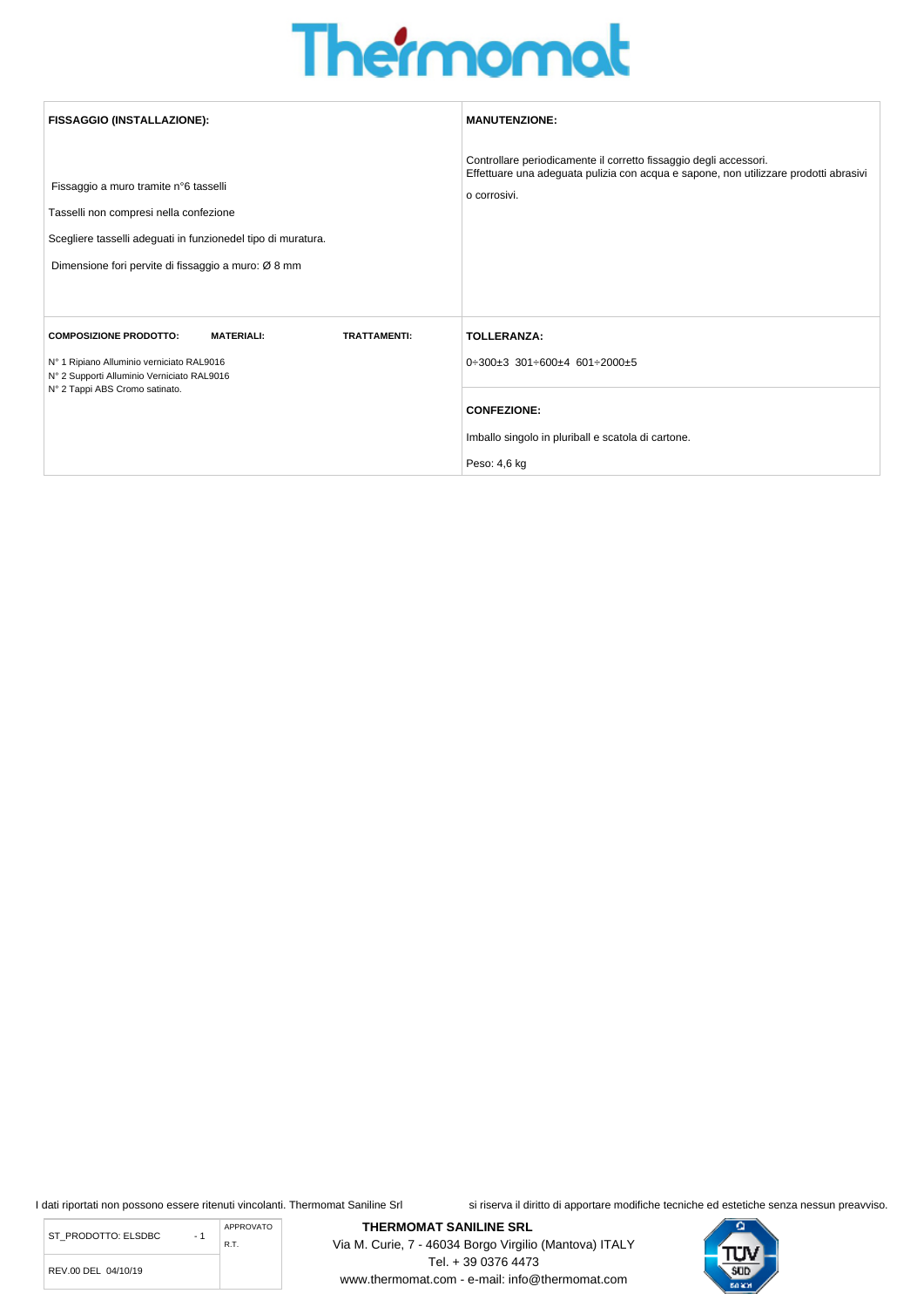# Thermomat

**FISSAGGIO (INSTALLAZIONE):**

Fissaggio a muro tramite n°6 tasselli

Tasselli non compresi nella confezione

Scegliere tasselli adeguati in funzionedel tipo di muratura.

Dimensione fori pervite di fissaggio a muro: Ø 8 mm

**MANUTENZIONE:**

Controllare periodicamente il corretto fissaggio degli accessori.
Effettuare una adeguata pulizia con acqua e sapone, non utilizzare prodotti abrasivi o corrosivi.

**COMPOSIZIONE PRODOTTO:** **MATERIALI:** **TRATTAMENTI:**

N° 1 Ripiano Alluminio verniciato RAL9016
N° 2 Supporti Alluminio Verniciato RAL9016
N° 2 Tappi ABS Cromo satinato.

**TOLLERANZA:**

0÷300±3 301÷600±4 601÷2000±5

**CONFEZIONE:**

Imballo singolo in pluriball e scatola di cartone.

Peso: 4,6 kg

I dati riportati non possono essere ritenuti vincolanti. Thermomat Saniline Srl si riserva il diritto di apportare modifiche tecniche ed estetiche senza nessun preavviso.

| ST_PRODOTTO: ELSDBC | - 1 | APPROVATO R.T. |
|---|---|---|
| REV.00 DEL 04/10/19 | | |

**THERMOMAT SANILINE SRL**
Via M. Curie, 7 - 46034 Borgo Virgilio (Mantova) ITALY
Tel. + 39 0376 4473
www.thermomat.com - e-mail: info@thermomat.com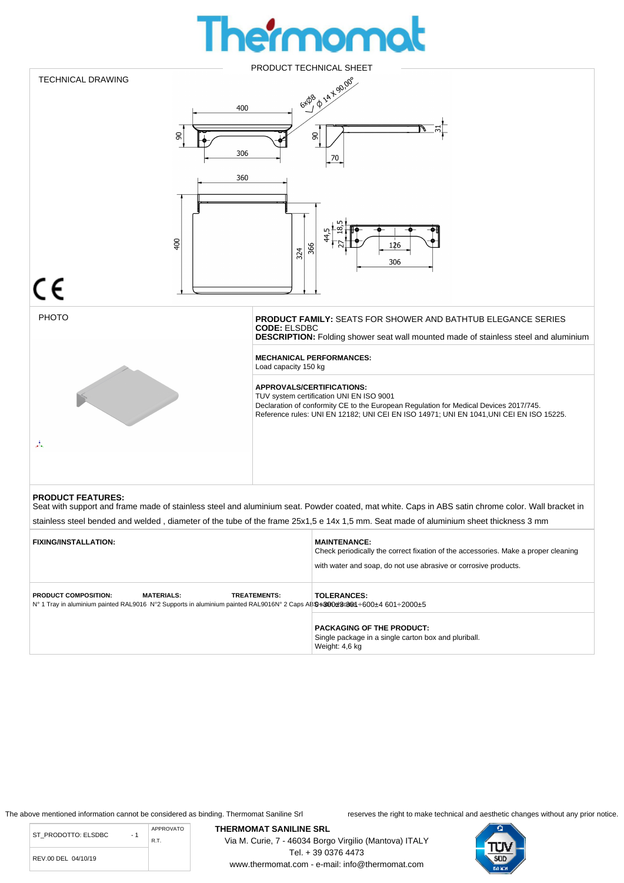# Thermomat

PRODUCT TECHNICAL SHEET

TECHNICAL DRAWING

400
90
306
6xØ8
Ø 14 X 90,00°
90
70
31
360
400
324
366
44,5
18,5
27
126
306

CE

PHOTO

**PRODUCT FAMILY:** SEATS FOR SHOWER AND BATHTUB ELEGANCE SERIES
**CODE:** ELSDBC
**DESCRIPTION:** Folding shower seat wall mounted made of stainless steel and aluminium

**MECHANICAL PERFORMANCES:**
Load capacity 150 kg

**APPROVALS/CERTIFICATIONS:**
TUV system certification UNI EN ISO 9001
Declaration of conformity CE to the European Regulation for Medical Devices 2017/745.
Reference rules: UNI EN 12182; UNI CEI EN ISO 14971; UNI EN 1041,UNI CEI EN ISO 15225.

**PRODUCT FEATURES:**
Seat with support and frame made of stainless steel and aluminium seat. Powder coated, mat white. Caps in ABS satin chrome color. Wall bracket in stainless steel bended and welded , diameter of the tube of the frame 25x1,5 e 14x 1,5 mm. Seat made of aluminium sheet thickness 3 mm

**FIXING/INSTALLATION:**

**MAINTENANCE:**
Check periodically the correct fixation of the accessories. Make a proper cleaning with water and soap, do not use abrasive or corrosive products.

**PRODUCT COMPOSITION:** **MATERIALS:** **TREATEMENTS:**
N° 1 Tray in aluminium painted RAL9016 N°2 Supports in aluminium painted RAL9016N° 2 Caps ABS satin chrome

**TOLERANCES:**
0÷300±3 301÷600±4 601÷2000±5

**PACKAGING OF THE PRODUCT:**
Single package in a single carton box and pluriball.
Weight: 4,6 kg

The above mentioned information cannot be considered as binding. Thermomat Saniline Srl reserves the right to make technical and aesthetic changes without any prior notice.

| | | |
|---|---|---|
| ST_PRODOTTO: ELSDBC | - 1 | APPROVATO R.T. |
| REV.00 DEL 04/10/19 | | |

**THERMOMAT SANILINE SRL**
Via M. Curie, 7 - 46034 Borgo Virgilio (Mantova) ITALY
Tel. + 39 0376 4473
www.thermomat.com - e-mail: info@thermomat.com